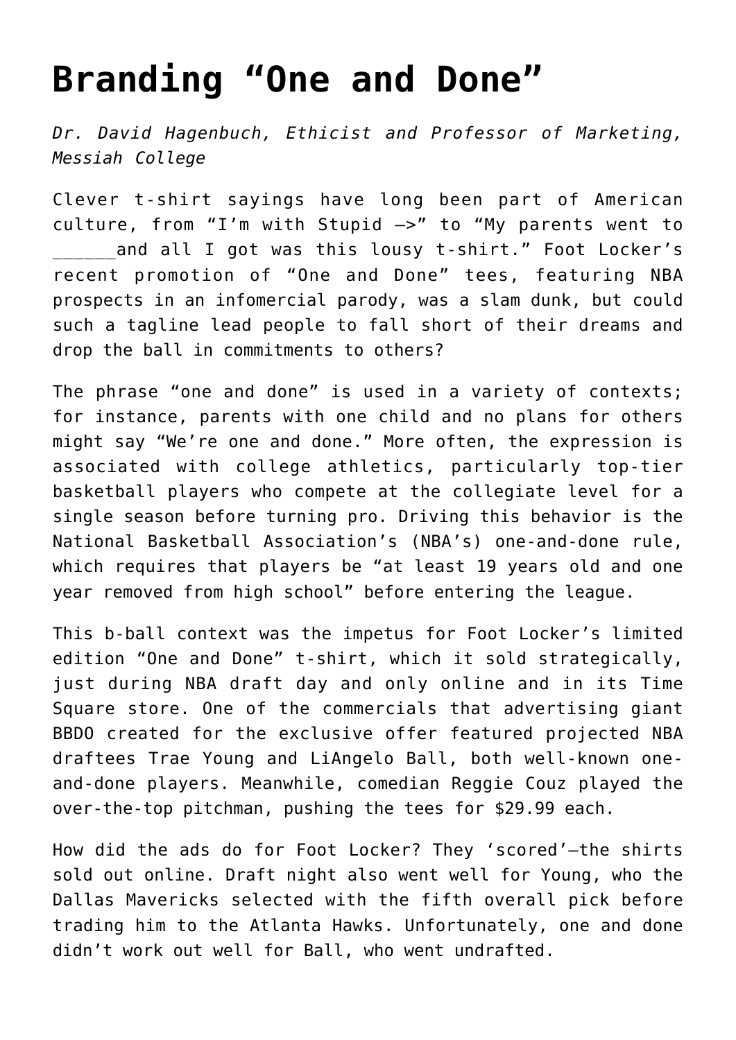# Branding "One and Done"

*Dr. David Hagenbuch, Ethicist and Professor of Marketing, Messiah College*

Clever t-shirt sayings have long been part of American culture, from "I'm with Stupid –>" to "My parents went to ______and all I got was this lousy t-shirt." Foot Locker's recent promotion of "One and Done" tees, featuring NBA prospects in an infomercial parody, was a slam dunk, but could such a tagline lead people to fall short of their dreams and drop the ball in commitments to others?

The phrase "one and done" is used in a variety of contexts; for instance, parents with one child and no plans for others might say "We're one and done." More often, the expression is associated with college athletics, particularly top-tier basketball players who compete at the collegiate level for a single season before turning pro. Driving this behavior is the National Basketball Association's (NBA's) one-and-done rule, which requires that players be "at least 19 years old and one year removed from high school" before entering the league.

This b-ball context was the impetus for Foot Locker's limited edition "One and Done" t-shirt, which it sold strategically, just during NBA draft day and only online and in its Time Square store. One of the commercials that advertising giant BBDO created for the exclusive offer featured projected NBA draftees Trae Young and LiAngelo Ball, both well-known one-and-done players. Meanwhile, comedian Reggie Couz played the over-the-top pitchman, pushing the tees for $29.99 each.

How did the ads do for Foot Locker? They 'scored'–the shirts sold out online. Draft night also went well for Young, who the Dallas Mavericks selected with the fifth overall pick before trading him to the Atlanta Hawks. Unfortunately, one and done didn't work out well for Ball, who went undrafted.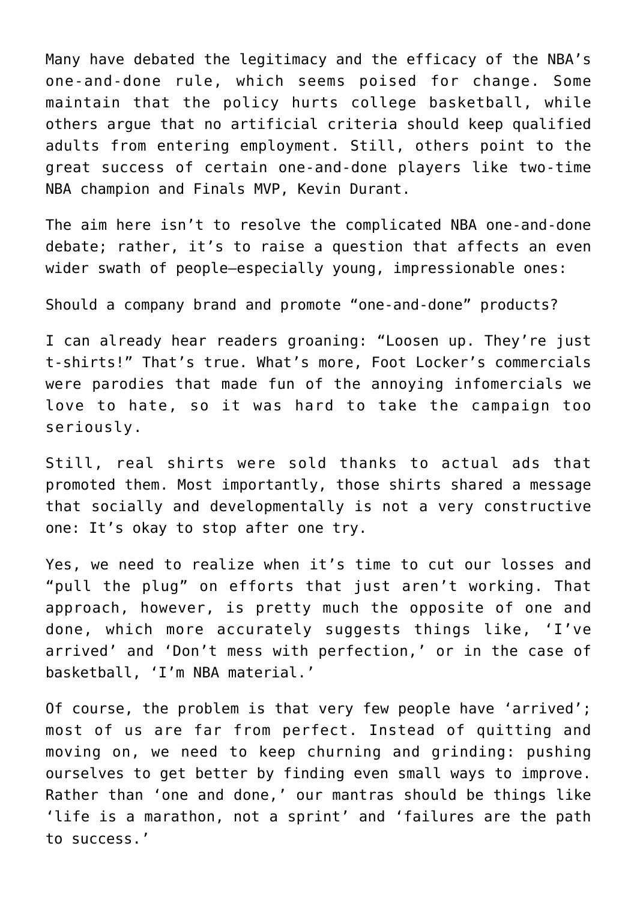Many have debated the legitimacy and the efficacy of the NBA's one-and-done rule, which seems poised for change. Some maintain that the policy hurts college basketball, while others argue that no artificial criteria should keep qualified adults from entering employment. Still, others point to the great success of certain one-and-done players like two-time NBA champion and Finals MVP, Kevin Durant.

The aim here isn't to resolve the complicated NBA one-and-done debate; rather, it's to raise a question that affects an even wider swath of people—especially young, impressionable ones:

Should a company brand and promote "one-and-done" products?

I can already hear readers groaning: "Loosen up. They're just t-shirts!" That's true. What's more, Foot Locker's commercials were parodies that made fun of the annoying infomercials we love to hate, so it was hard to take the campaign too seriously.

Still, real shirts were sold thanks to actual ads that promoted them. Most importantly, those shirts shared a message that socially and developmentally is not a very constructive one: It's okay to stop after one try.

Yes, we need to realize when it's time to cut our losses and "pull the plug" on efforts that just aren't working. That approach, however, is pretty much the opposite of one and done, which more accurately suggests things like, 'I've arrived' and 'Don't mess with perfection,' or in the case of basketball, 'I'm NBA material.'

Of course, the problem is that very few people have 'arrived'; most of us are far from perfect. Instead of quitting and moving on, we need to keep churning and grinding: pushing ourselves to get better by finding even small ways to improve. Rather than 'one and done,' our mantras should be things like 'life is a marathon, not a sprint' and 'failures are the path to success.'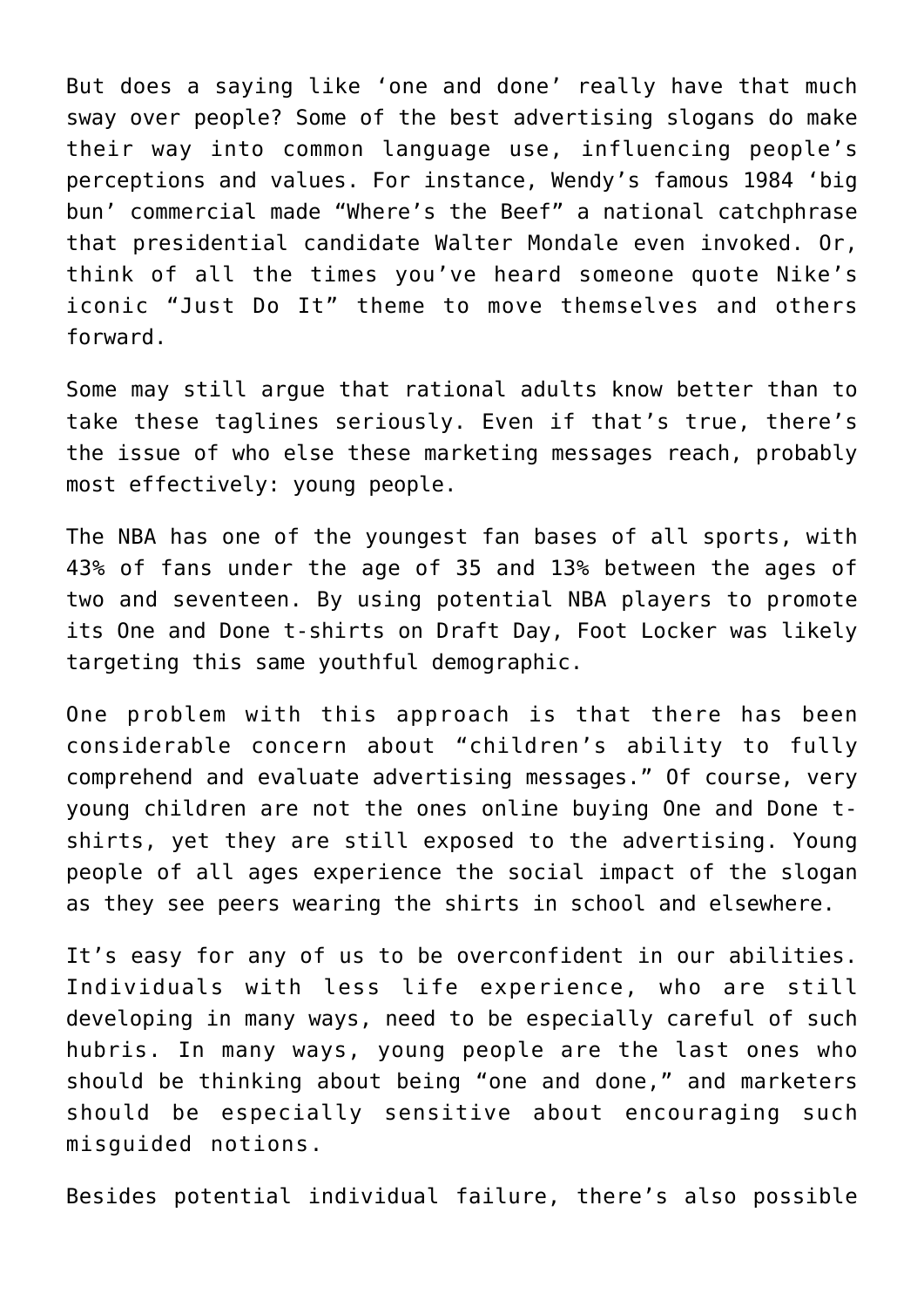But does a saying like 'one and done' really have that much sway over people? Some of the best advertising slogans do make their way into common language use, influencing people's perceptions and values. For instance, Wendy's famous 1984 'big bun' commercial made "Where's the Beef" a national catchphrase that presidential candidate Walter Mondale even invoked. Or, think of all the times you've heard someone quote Nike's iconic "Just Do It" theme to move themselves and others forward.

Some may still argue that rational adults know better than to take these taglines seriously. Even if that's true, there's the issue of who else these marketing messages reach, probably most effectively: young people.

The NBA has one of the youngest fan bases of all sports, with 43% of fans under the age of 35 and 13% between the ages of two and seventeen. By using potential NBA players to promote its One and Done t-shirts on Draft Day, Foot Locker was likely targeting this same youthful demographic.

One problem with this approach is that there has been considerable concern about "children's ability to fully comprehend and evaluate advertising messages." Of course, very young children are not the ones online buying One and Done t-shirts, yet they are still exposed to the advertising. Young people of all ages experience the social impact of the slogan as they see peers wearing the shirts in school and elsewhere.

It's easy for any of us to be overconfident in our abilities. Individuals with less life experience, who are still developing in many ways, need to be especially careful of such hubris. In many ways, young people are the last ones who should be thinking about being "one and done," and marketers should be especially sensitive about encouraging such misguided notions.

Besides potential individual failure, there's also possible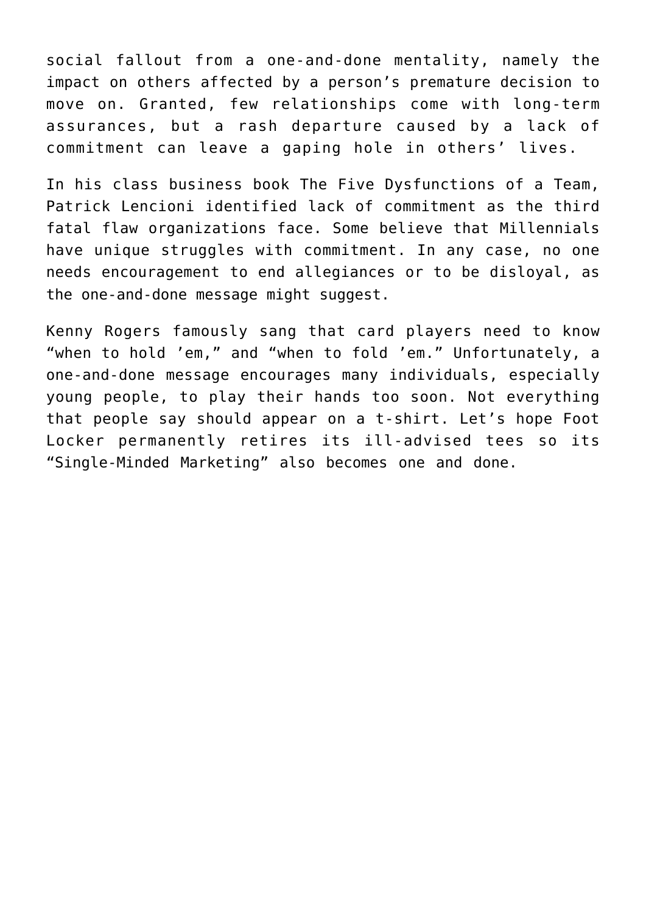social fallout from a one-and-done mentality, namely the impact on others affected by a person's premature decision to move on. Granted, few relationships come with long-term assurances, but a rash departure caused by a lack of commitment can leave a gaping hole in others' lives.

In his class business book The Five Dysfunctions of a Team, Patrick Lencioni identified lack of commitment as the third fatal flaw organizations face. Some believe that Millennials have unique struggles with commitment. In any case, no one needs encouragement to end allegiances or to be disloyal, as the one-and-done message might suggest.

Kenny Rogers famously sang that card players need to know "when to hold 'em," and "when to fold 'em." Unfortunately, a one-and-done message encourages many individuals, especially young people, to play their hands too soon. Not everything that people say should appear on a t-shirt. Let's hope Foot Locker permanently retires its ill-advised tees so its "Single-Minded Marketing" also becomes one and done.